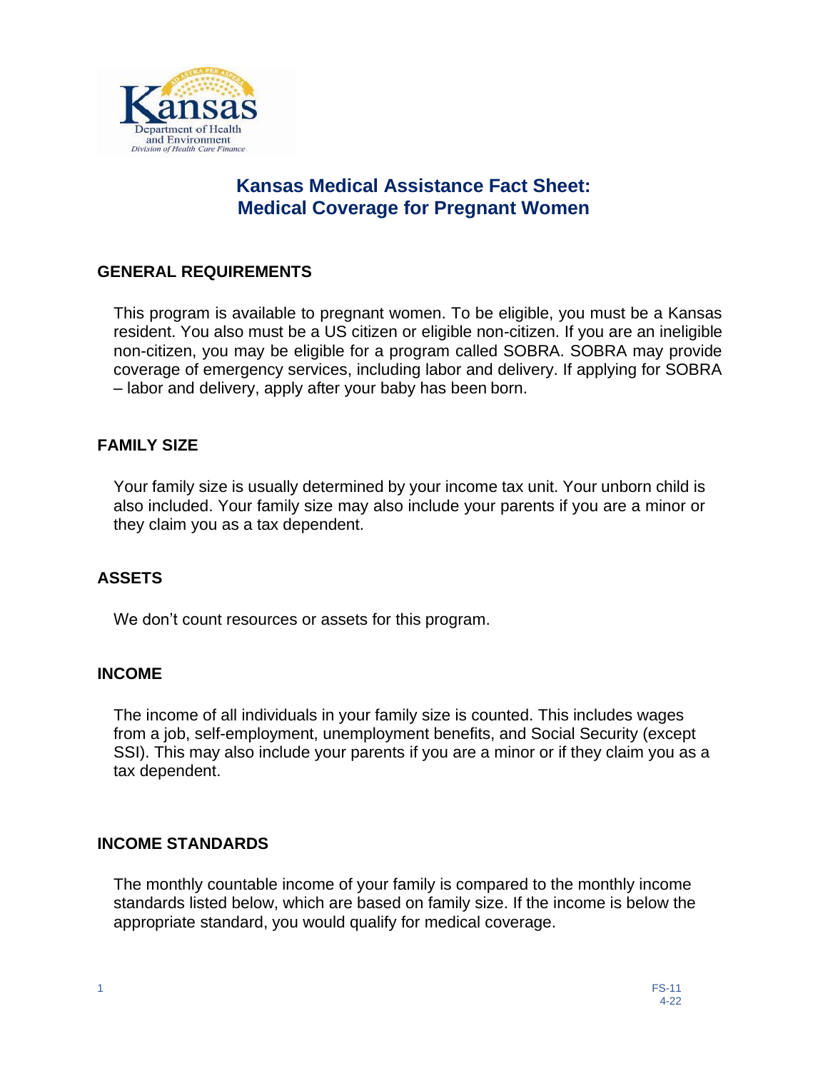# Kansas Medical Assistance Fact Sheet: Medical Coverage for Pregnant Women

## GENERAL REQUIREMENTS

This program is available to pregnant women. To be eligible, you must be a Kansas resident. You also must be a US citizen or eligible non-citizen. If you are an ineligible non-citizen, you may be eligible for a program called SOBRA. SOBRA may provide coverage of emergency services, including labor and delivery. If applying for SOBRA – labor and delivery, apply after your baby has been born.

## FAMILY SIZE

Your family size is usually determined by your income tax unit. Your unborn child is also included. Your family size may also include your parents if you are a minor or they claim you as a tax dependent.

## ASSETS

We don't count resources or assets for this program.

## INCOME

The income of all individuals in your family size is counted. This includes wages from a job, self-employment, unemployment benefits, and Social Security (except SSI). This may also include your parents if you are a minor or if they claim you as a tax dependent.

## INCOME STANDARDS

The monthly countable income of your family is compared to the monthly income standards listed below, which are based on family size. If the income is below the appropriate standard, you would qualify for medical coverage.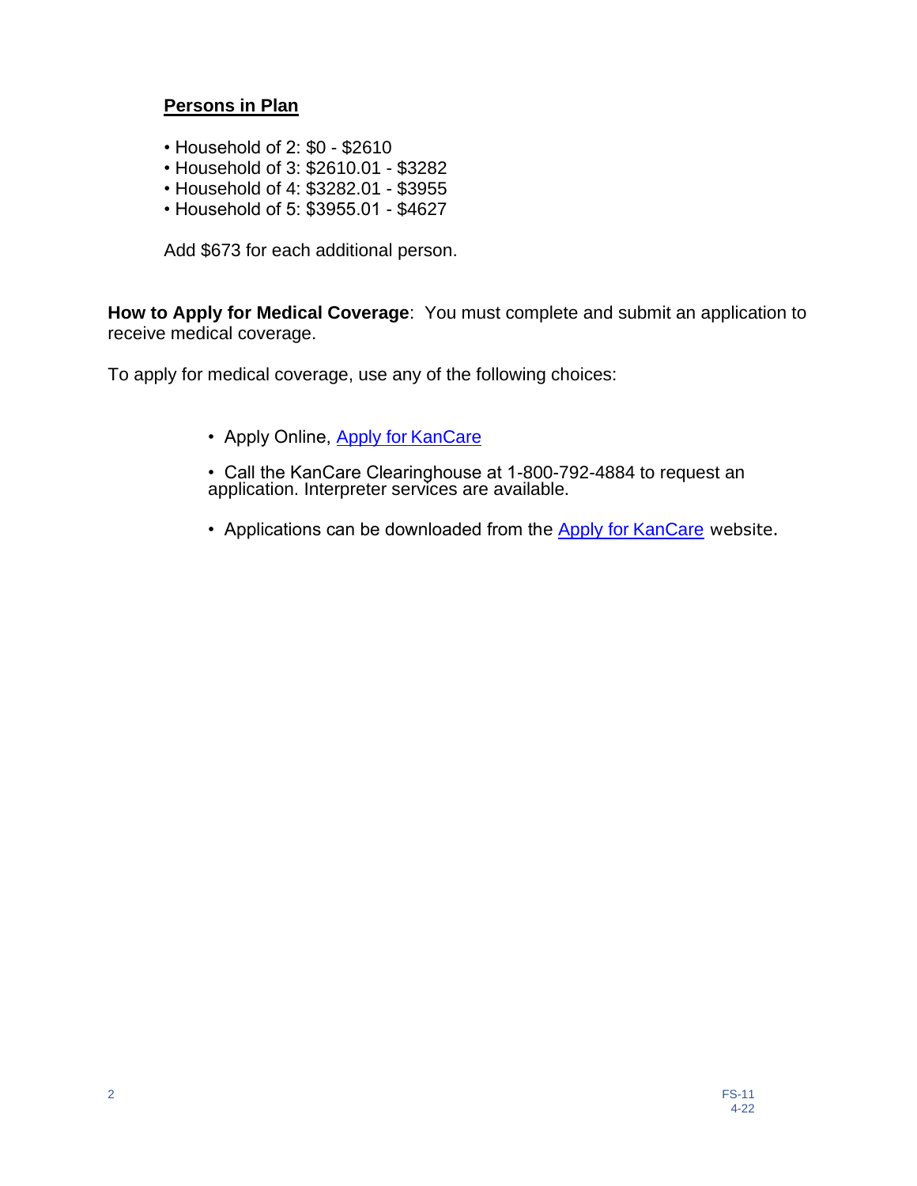**Persons in Plan**

- Household of 2: $0 - $2610
- Household of 3: $2610.01 - $3282
- Household of 4: $3282.01 - $3955
- Household of 5: $3955.01 - $4627

Add $673 for each additional person.

**How to Apply for Medical Coverage**: You must complete and submit an application to receive medical coverage.

To apply for medical coverage, use any of the following choices:

- Apply Online, Apply for KanCare
- Call the KanCare Clearinghouse at 1-800-792-4884 to request an application. Interpreter services are available.
- Applications can be downloaded from the Apply for KanCare website.